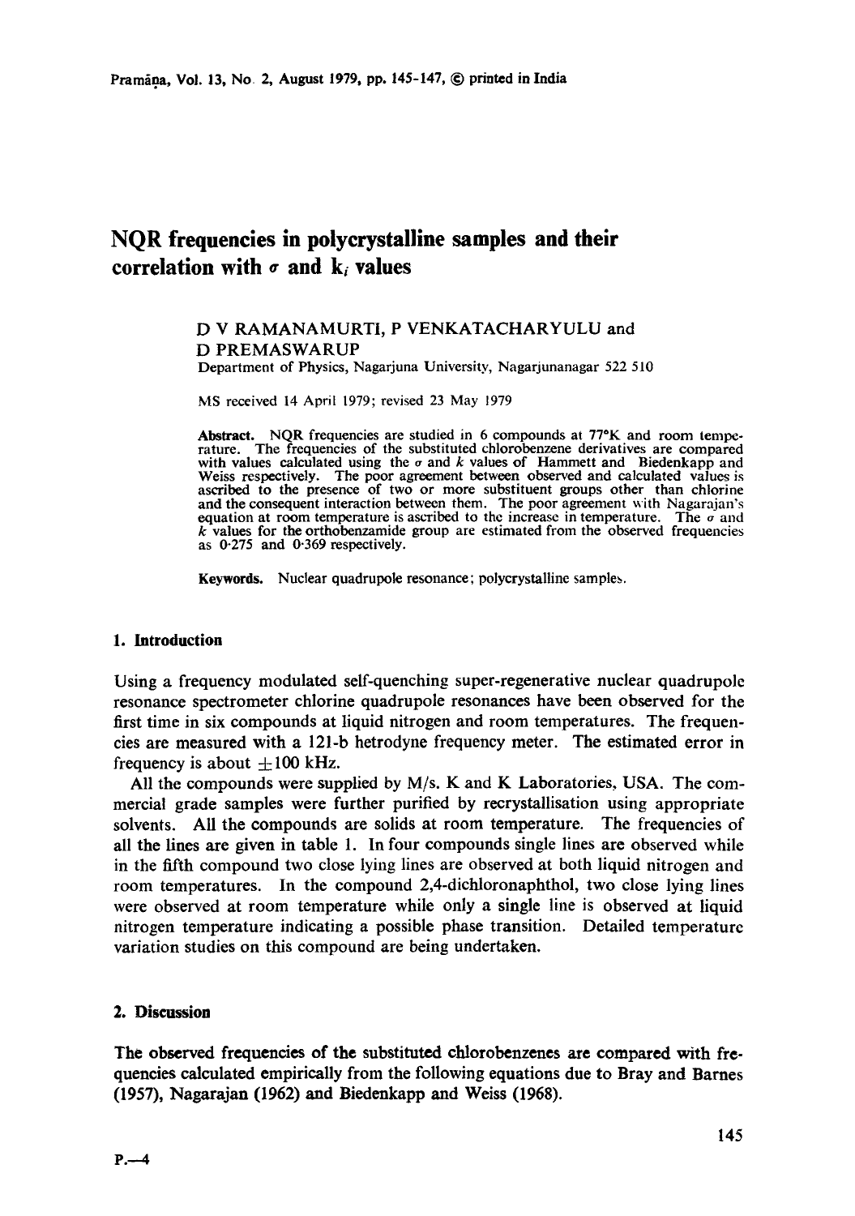# NQR frequencies in polycrystalline samples and their correlation with $\sigma$ and $k_i$ values

D V RAMANAMURTI, P VENKATACHARYULU and D PREMASWARUP

Department of Physics, Nagarjuna University, Nagarjunanagar 522 510

MS received 14 April 1979; revised 23 May 1979

**Abstract.** NQR frequencies are studied in 6 compounds at 77°K and room temperature. The frequencies of the substituted chlorobenzene derivatives are compared with values calculated using the $\sigma$ and $k$ values of Hammett and Biedenkapp and Weiss respectively. The poor agreement between observed and calculated values is ascribed to the presence of two or more substituent groups other than chlorine and the consequent interaction between them. The poor agreement with Nagarajan's equation at room temperature is ascribed to the increase in temperature. The $\sigma$ and $k$ values for the orthobenzamide group are estimated from the observed frequencies as 0·275 and 0·369 respectively.

**Keywords.** Nuclear quadrupole resonance; polycrystalline samples.

## 1. Introduction

Using a frequency modulated self-quenching super-regenerative nuclear quadrupole resonance spectrometer chlorine quadrupole resonances have been observed for the first time in six compounds at liquid nitrogen and room temperatures. The frequencies are measured with a 121-b hetrodyne frequency meter. The estimated error in frequency is about $\pm 100$ kHz.

All the compounds were supplied by M/s. K and K Laboratories, USA. The commercial grade samples were further purified by recrystallisation using appropriate solvents. All the compounds are solids at room temperature. The frequencies of all the lines are given in table 1. In four compounds single lines are observed while in the fifth compound two close lying lines are observed at both liquid nitrogen and room temperatures. In the compound 2,4-dichloronaphthol, two close lying lines were observed at room temperature while only a single line is observed at liquid nitrogen temperature indicating a possible phase transition. Detailed temperature variation studies on this compound are being undertaken.

## 2. Discussion

The observed frequencies of the substituted chlorobenzenes are compared with frequencies calculated empirically from the following equations due to Bray and Barnes (1957), Nagarajan (1962) and Biedenkapp and Weiss (1968).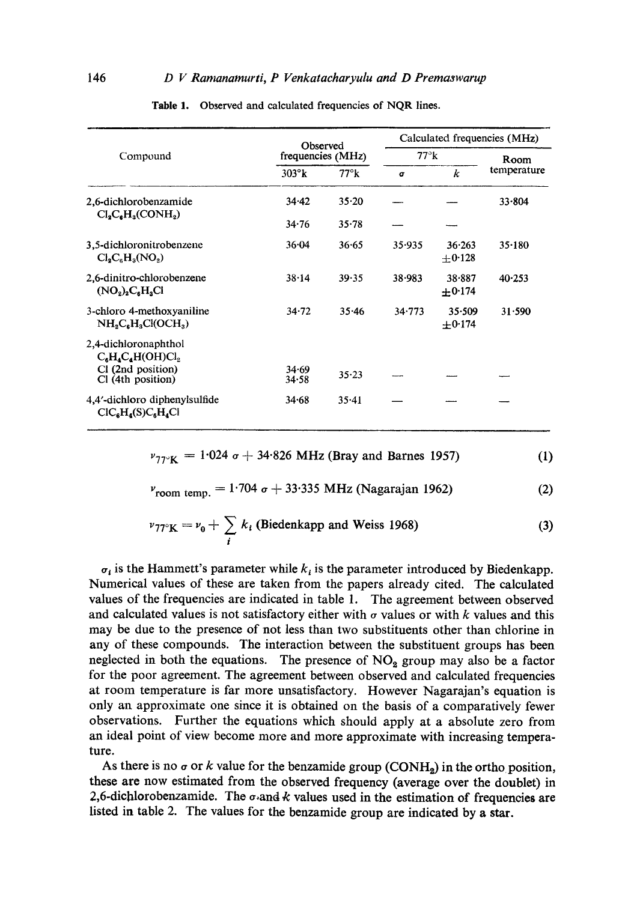**Table 1.** Observed and calculated frequencies of NQR lines.

| Compound | Observed frequencies (MHz) | | Calculated frequencies (MHz) | | |
|---|---|---|---|---|---|
| | | | 77°K | | Room temperature |
| | 303°K | 77°K | $\sigma$ | $k$ | |
| 2,6-dichlorobenzamide $Cl_2C_6H_3(CONH_2)$ | 34·42 | 35·20 | — | — | 33·804 |
| | 34·76 | 35·78 | — | — | |
| 3,5-dichloronitrobenzene $Cl_2C_6H_3(NO_2)$ | 36·04 | 36·65 | 35·935 | 36·263 $\pm$0·128 | 35·180 |
| 2,6-dinitro-chlorobenzene $(NO_2)_2C_6H_3Cl$ | 38·14 | 39·35 | 38·983 | 38·887 $\pm$0·174 | 40·253 |
| 3-chloro 4-methoxyaniline $NH_2C_6H_3Cl(OCH_3)$ | 34·72 | 35·46 | 34·773 | 35·509 $\pm$0·174 | 31·590 |
| 2,4-dichloronaphthol $C_6H_4C_4H(OH)Cl_2$ | | | | | |
| Cl (2nd position) | 34·69 | 35·23 | — | — | — |
| Cl (4th position) | 34·58 | | | | |
| 4,4′-dichloro diphenylsulfide $ClC_6H_4(S)C_6H_4Cl$ | 34·68 | 35·41 | — | — | — |

$$\nu_{77°K} = 1{\cdot}024\,\sigma + 34{\cdot}826 \text{ MHz (Bray and Barnes 1957)} \tag{1}$$

$$\nu_{\text{room temp.}} = 1{\cdot}704\,\sigma + 33{\cdot}335 \text{ MHz (Nagarajan 1962)} \tag{2}$$

$$\nu_{77°K} = \nu_0 + \sum_i k_i \text{ (Biedenkapp and Weiss 1968)} \tag{3}$$

$\sigma_i$ is the Hammett's parameter while $k_i$ is the parameter introduced by Biedenkapp. Numerical values of these are taken from the papers already cited. The calculated values of the frequencies are indicated in table 1. The agreement between observed and calculated values is not satisfactory either with $\sigma$ values or with $k$ values and this may be due to the presence of not less than two substituents other than chlorine in any of these compounds. The interaction between the substituent groups has been neglected in both the equations. The presence of $NO_2$ group may also be a factor for the poor agreement. The agreement between observed and calculated frequencies at room temperature is far more unsatisfactory. However Nagarajan's equation is only an approximate one since it is obtained on the basis of a comparatively fewer observations. Further the equations which should apply at a absolute zero from an ideal point of view become more and more approximate with increasing temperature.

As there is no $\sigma$ or $k$ value for the benzamide group ($CONH_2$) in the ortho position, these are now estimated from the observed frequency (average over the doublet) in 2,6-dichlorobenzamide. The $\sigma$ and $k$ values used in the estimation of frequencies are listed in table 2. The values for the benzamide group are indicated by a star.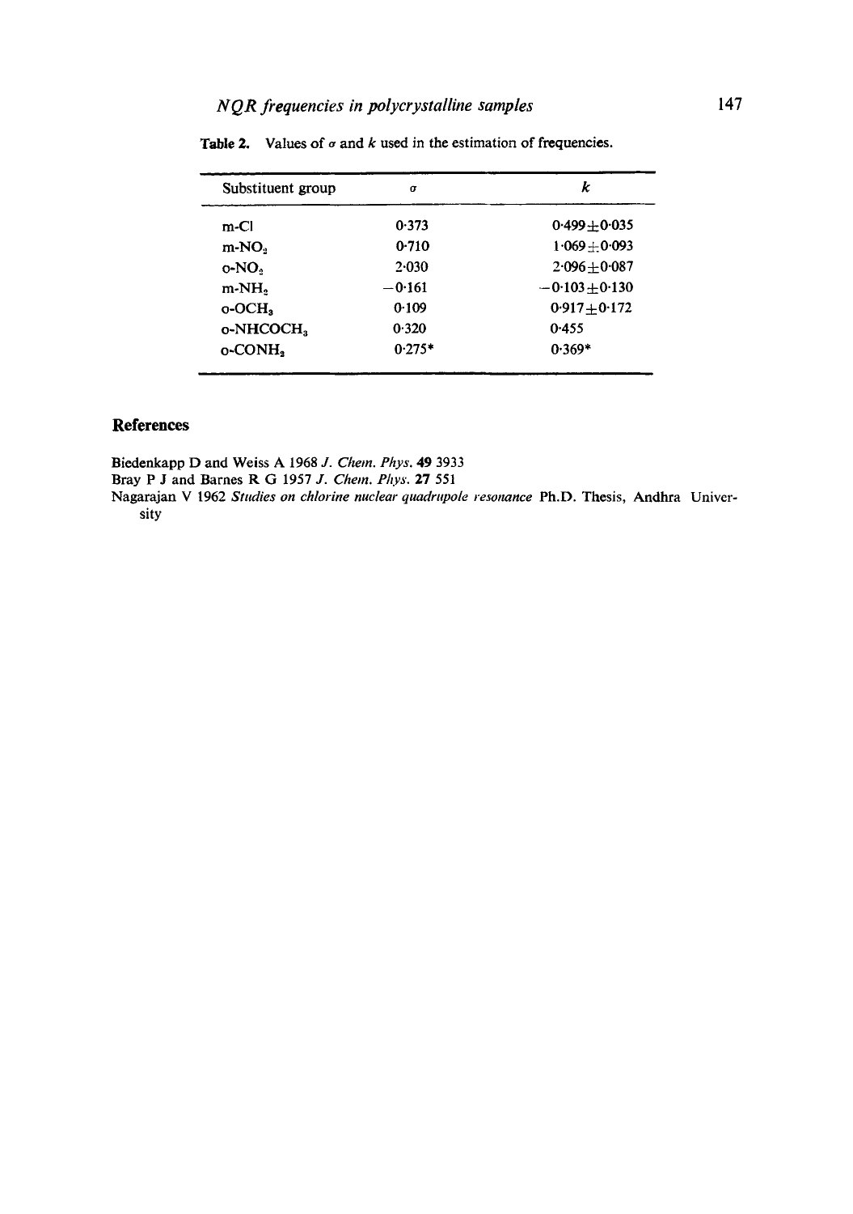**Table 2.** Values of $\sigma$ and $k$ used in the estimation of frequencies.

| Substituent group | $\sigma$ | $k$ |
|---|---|---|
| m-Cl | 0·373 | 0·499±0·035 |
| m-$NO_2$ | 0·710 | 1·069±0·093 |
| o-$NO_2$ | 2·030 | 2·096±0·087 |
| m-$NH_2$ | −0·161 | −0·103±0·130 |
| o-$OCH_3$ | 0·109 | 0·917±0·172 |
| o-$NHCOCH_3$ | 0·320 | 0·455 |
| o-$CONH_2$ | 0·275* | 0·369* |

## References

Biedenkapp D and Weiss A 1968 *J. Chem. Phys.* **49** 3933

Bray P J and Barnes R G 1957 *J. Chem. Phys.* **27** 551

Nagarajan V 1962 *Studies on chlorine nuclear quadrupole resonance* Ph.D. Thesis, Andhra University